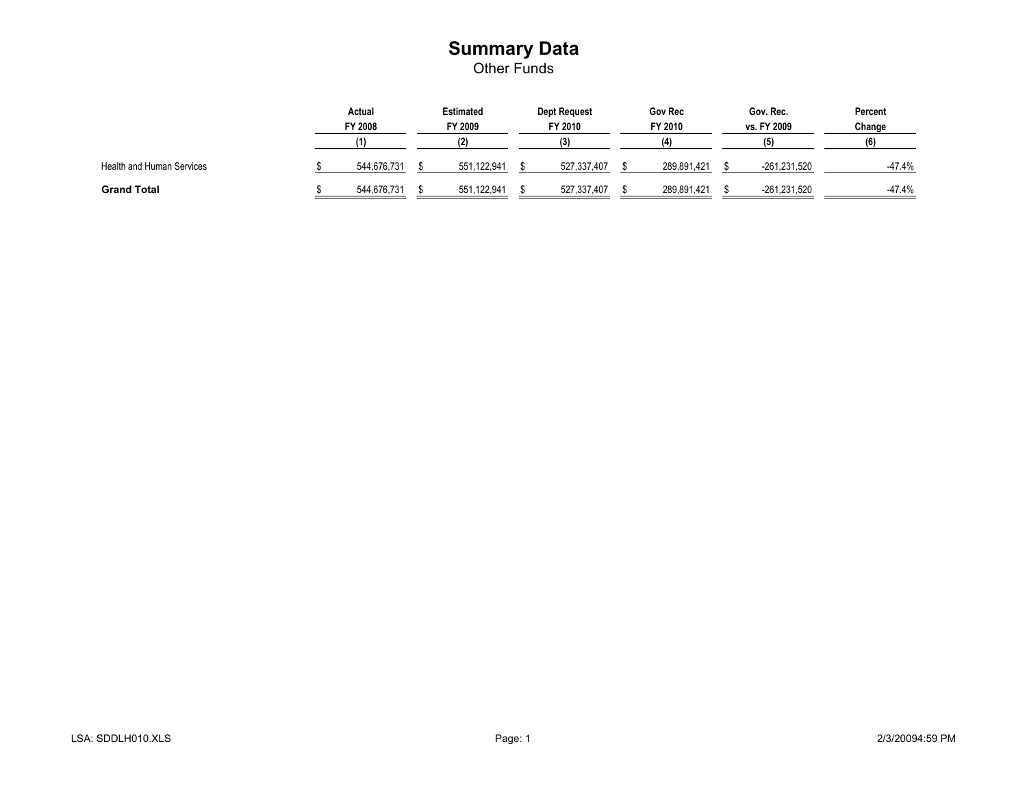# Summary Data

Other Funds

| | Actual FY 2008 (1) | Estimated FY 2009 (2) | Dept Request FY 2010 (3) | Gov Rec FY 2010 (4) | Gov. Rec. vs. FY 2009 (5) | Percent Change (6) |
|---|---|---|---|---|---|---|
| Health and Human Services | $ 544,676,731 | $ 551,122,941 | $ 527,337,407 | $ 289,891,421 | $ -261,231,520 | -47.4% |
| **Grand Total** | $ 544,676,731 | $ 551,122,941 | $ 527,337,407 | $ 289,891,421 | $ -261,231,520 | -47.4% |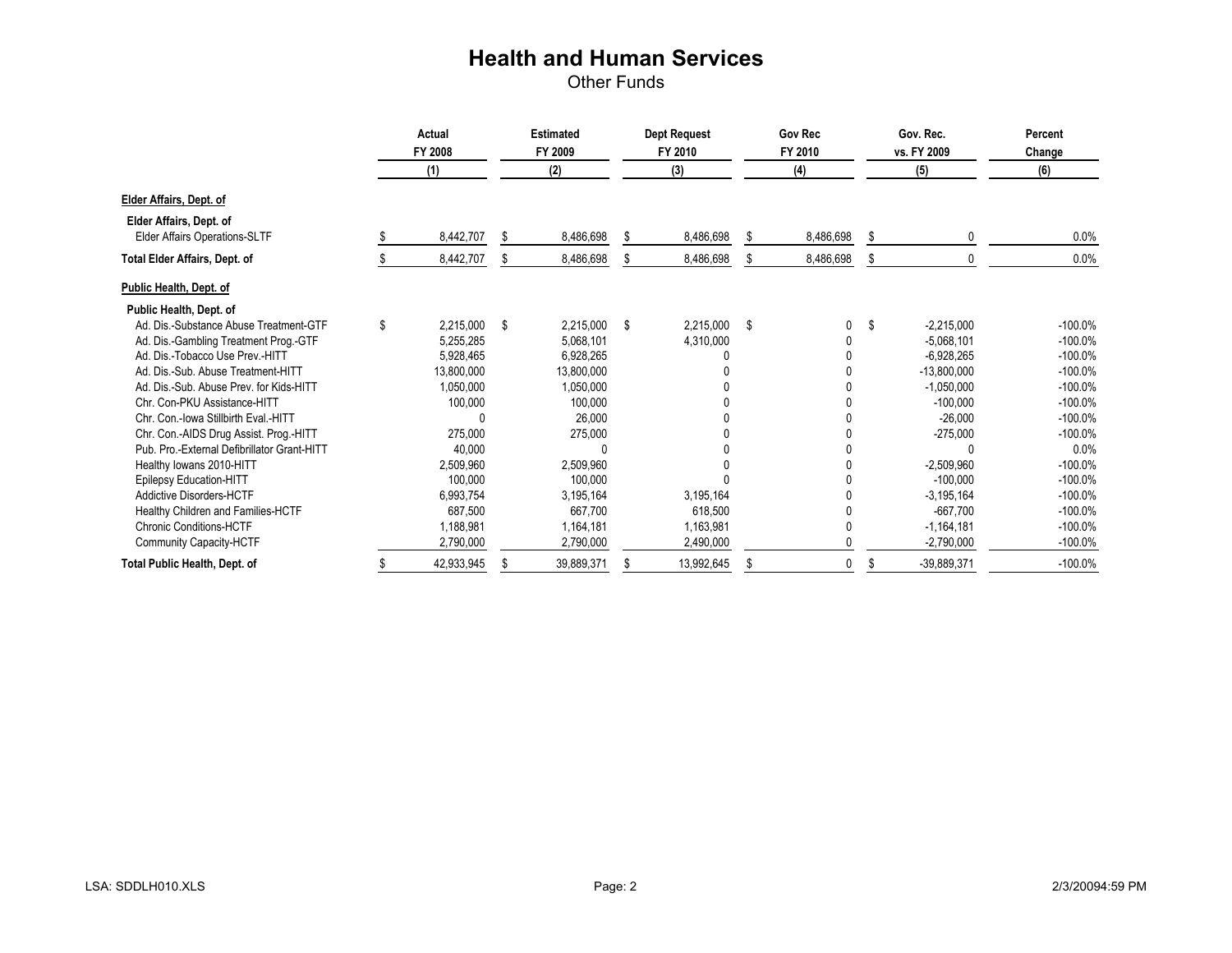# Health and Human Services

Other Funds

| | Actual FY 2008 (1) | Estimated FY 2009 (2) | Dept Request FY 2010 (3) | Gov Rec FY 2010 (4) | Gov. Rec. vs. FY 2009 (5) | Percent Change (6) |
|---|---|---|---|---|---|---|
| **Elder Affairs, Dept. of** | | | | | | |
| **Elder Affairs, Dept. of** | | | | | | |
| Elder Affairs Operations-SLTF | $ 8,442,707 | $ 8,486,698 | $ 8,486,698 | $ 8,486,698 | $ 0 | 0.0% |
| **Total Elder Affairs, Dept. of** | $ 8,442,707 | $ 8,486,698 | $ 8,486,698 | $ 8,486,698 | $ 0 | 0.0% |
| **Public Health, Dept. of** | | | | | | |
| **Public Health, Dept. of** | | | | | | |
| Ad. Dis.-Substance Abuse Treatment-GTF | $ 2,215,000 | $ 2,215,000 | $ 2,215,000 | $ 0 | $ -2,215,000 | -100.0% |
| Ad. Dis.-Gambling Treatment Prog.-GTF | 5,255,285 | 5,068,101 | 4,310,000 | 0 | -5,068,101 | -100.0% |
| Ad. Dis.-Tobacco Use Prev.-HITT | 5,928,465 | 6,928,265 | 0 | 0 | -6,928,265 | -100.0% |
| Ad. Dis.-Sub. Abuse Treatment-HITT | 13,800,000 | 13,800,000 | 0 | 0 | -13,800,000 | -100.0% |
| Ad. Dis.-Sub. Abuse Prev. for Kids-HITT | 1,050,000 | 1,050,000 | 0 | 0 | -1,050,000 | -100.0% |
| Chr. Con-PKU Assistance-HITT | 100,000 | 100,000 | 0 | 0 | -100,000 | -100.0% |
| Chr. Con.-Iowa Stillbirth Eval.-HITT | 0 | 26,000 | 0 | 0 | -26,000 | -100.0% |
| Chr. Con.-AIDS Drug Assist. Prog.-HITT | 275,000 | 275,000 | 0 | 0 | -275,000 | -100.0% |
| Pub. Pro.-External Defibrillator Grant-HITT | 40,000 | 0 | 0 | 0 | 0 | 0.0% |
| Healthy Iowans 2010-HITT | 2,509,960 | 2,509,960 | 0 | 0 | -2,509,960 | -100.0% |
| Epilepsy Education-HITT | 100,000 | 100,000 | 0 | 0 | -100,000 | -100.0% |
| Addictive Disorders-HCTF | 6,993,754 | 3,195,164 | 3,195,164 | 0 | -3,195,164 | -100.0% |
| Healthy Children and Families-HCTF | 687,500 | 667,700 | 618,500 | 0 | -667,700 | -100.0% |
| Chronic Conditions-HCTF | 1,188,981 | 1,164,181 | 1,163,981 | 0 | -1,164,181 | -100.0% |
| Community Capacity-HCTF | 2,790,000 | 2,790,000 | 2,490,000 | 0 | -2,790,000 | -100.0% |
| **Total Public Health, Dept. of** | $ 42,933,945 | $ 39,889,371 | $ 13,992,645 | $ 0 | $ -39,889,371 | -100.0% |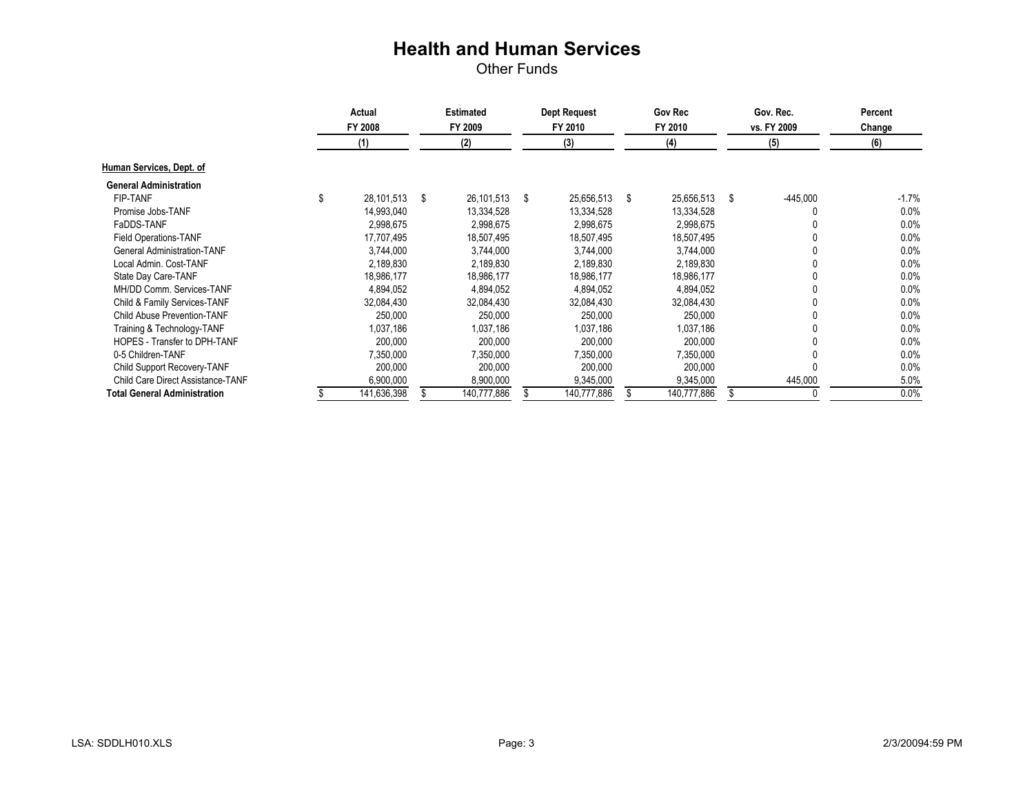# Health and Human Services

Other Funds

| | Actual FY 2008 (1) | Estimated FY 2009 (2) | Dept Request FY 2010 (3) | Gov Rec FY 2010 (4) | Gov. Rec. vs. FY 2009 (5) | Percent Change (6) |
|---|---|---|---|---|---|---|
| **Human Services, Dept. of** | | | | | | |
| **General Administration** | | | | | | |
| FIP-TANF | $ 28,101,513 | $ 26,101,513 | $ 25,656,513 | $ 25,656,513 | $ -445,000 | -1.7% |
| Promise Jobs-TANF | 14,993,040 | 13,334,528 | 13,334,528 | 13,334,528 | 0 | 0.0% |
| FaDDS-TANF | 2,998,675 | 2,998,675 | 2,998,675 | 2,998,675 | 0 | 0.0% |
| Field Operations-TANF | 17,707,495 | 18,507,495 | 18,507,495 | 18,507,495 | 0 | 0.0% |
| General Administration-TANF | 3,744,000 | 3,744,000 | 3,744,000 | 3,744,000 | 0 | 0.0% |
| Local Admin. Cost-TANF | 2,189,830 | 2,189,830 | 2,189,830 | 2,189,830 | 0 | 0.0% |
| State Day Care-TANF | 18,986,177 | 18,986,177 | 18,986,177 | 18,986,177 | 0 | 0.0% |
| MH/DD Comm. Services-TANF | 4,894,052 | 4,894,052 | 4,894,052 | 4,894,052 | 0 | 0.0% |
| Child & Family Services-TANF | 32,084,430 | 32,084,430 | 32,084,430 | 32,084,430 | 0 | 0.0% |
| Child Abuse Prevention-TANF | 250,000 | 250,000 | 250,000 | 250,000 | 0 | 0.0% |
| Training & Technology-TANF | 1,037,186 | 1,037,186 | 1,037,186 | 1,037,186 | 0 | 0.0% |
| HOPES - Transfer to DPH-TANF | 200,000 | 200,000 | 200,000 | 200,000 | 0 | 0.0% |
| 0-5 Children-TANF | 7,350,000 | 7,350,000 | 7,350,000 | 7,350,000 | 0 | 0.0% |
| Child Support Recovery-TANF | 200,000 | 200,000 | 200,000 | 200,000 | 0 | 0.0% |
| Child Care Direct Assistance-TANF | 6,900,000 | 8,900,000 | 9,345,000 | 9,345,000 | 445,000 | 5.0% |
| **Total General Administration** | $ 141,636,398 | $ 140,777,886 | $ 140,777,886 | $ 140,777,886 | $ 0 | 0.0% |

LSA: SDDLH010.XLS 2/3/20094:59 PM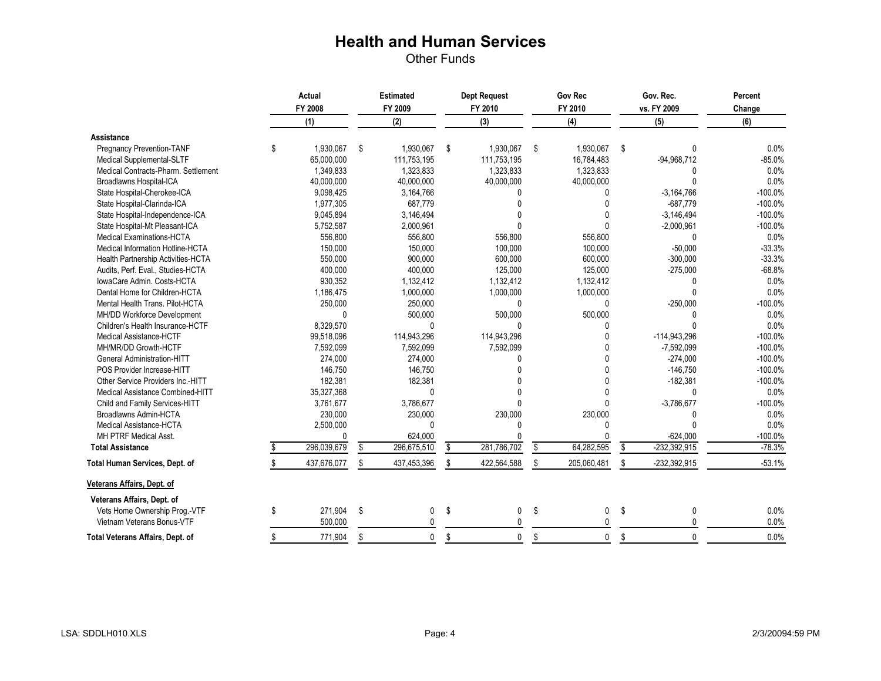# Health and Human Services

Other Funds

| | Actual FY 2008 (1) | Estimated FY 2009 (2) | Dept Request FY 2010 (3) | Gov Rec FY 2010 (4) | Gov. Rec. vs. FY 2009 (5) | Percent Change (6) |
|---|---|---|---|---|---|---|
| **Assistance** | | | | | | |
| Pregnancy Prevention-TANF | $ 1,930,067 | $ 1,930,067 | $ 1,930,067 | $ 1,930,067 | $ 0 | 0.0% |
| Medical Supplemental-SLTF | 65,000,000 | 111,753,195 | 111,753,195 | 16,784,483 | -94,968,712 | -85.0% |
| Medical Contracts-Pharm. Settlement | 1,349,833 | 1,323,833 | 1,323,833 | 1,323,833 | 0 | 0.0% |
| Broadlawns Hospital-ICA | 40,000,000 | 40,000,000 | 40,000,000 | 40,000,000 | 0 | 0.0% |
| State Hospital-Cherokee-ICA | 9,098,425 | 3,164,766 | 0 | 0 | -3,164,766 | -100.0% |
| State Hospital-Clarinda-ICA | 1,977,305 | 687,779 | 0 | 0 | -687,779 | -100.0% |
| State Hospital-Independence-ICA | 9,045,894 | 3,146,494 | 0 | 0 | -3,146,494 | -100.0% |
| State Hospital-Mt Pleasant-ICA | 5,752,587 | 2,000,961 | 0 | 0 | -2,000,961 | -100.0% |
| Medical Examinations-HCTA | 556,800 | 556,800 | 556,800 | 556,800 | 0 | 0.0% |
| Medical Information Hotline-HCTA | 150,000 | 150,000 | 100,000 | 100,000 | -50,000 | -33.3% |
| Health Partnership Activities-HCTA | 550,000 | 900,000 | 600,000 | 600,000 | -300,000 | -33.3% |
| Audits, Perf. Eval., Studies-HCTA | 400,000 | 400,000 | 125,000 | 125,000 | -275,000 | -68.8% |
| IowaCare Admin. Costs-HCTA | 930,352 | 1,132,412 | 1,132,412 | 1,132,412 | 0 | 0.0% |
| Dental Home for Children-HCTA | 1,186,475 | 1,000,000 | 1,000,000 | 1,000,000 | 0 | 0.0% |
| Mental Health Trans. Pilot-HCTA | 250,000 | 250,000 | 0 | 0 | -250,000 | -100.0% |
| MH/DD Workforce Development | 0 | 500,000 | 500,000 | 500,000 | 0 | 0.0% |
| Children's Health Insurance-HCTF | 8,329,570 | 0 | 0 | 0 | 0 | 0.0% |
| Medical Assistance-HCTF | 99,518,096 | 114,943,296 | 114,943,296 | 0 | -114,943,296 | -100.0% |
| MH/MR/DD Growth-HCTF | 7,592,099 | 7,592,099 | 7,592,099 | 0 | -7,592,099 | -100.0% |
| General Administration-HITT | 274,000 | 274,000 | 0 | 0 | -274,000 | -100.0% |
| POS Provider Increase-HITT | 146,750 | 146,750 | 0 | 0 | -146,750 | -100.0% |
| Other Service Providers Inc.-HITT | 182,381 | 182,381 | 0 | 0 | -182,381 | -100.0% |
| Medical Assistance Combined-HITT | 35,327,368 | 0 | 0 | 0 | 0 | 0.0% |
| Child and Family Services-HITT | 3,761,677 | 3,786,677 | 0 | 0 | -3,786,677 | -100.0% |
| Broadlawns Admin-HCTA | 230,000 | 230,000 | 230,000 | 230,000 | 0 | 0.0% |
| Medical Assistance-HCTA | 2,500,000 | 0 | 0 | 0 | 0 | 0.0% |
| MH PTRF Medical Asst. | 0 | 624,000 | 0 | 0 | -624,000 | -100.0% |
| **Total Assistance** | $ 296,039,679 | $ 296,675,510 | $ 281,786,702 | $ 64,282,595 | $ -232,392,915 | -78.3% |
| **Total Human Services, Dept. of** | $ 437,676,077 | $ 437,453,396 | $ 422,564,588 | $ 205,060,481 | $ -232,392,915 | -53.1% |
| **Veterans Affairs, Dept. of** | | | | | | |
| **Veterans Affairs, Dept. of** | | | | | | |
| Vets Home Ownership Prog.-VTF | $ 271,904 | $ 0 | $ 0 | $ 0 | $ 0 | 0.0% |
| Vietnam Veterans Bonus-VTF | 500,000 | 0 | 0 | 0 | 0 | 0.0% |
| **Total Veterans Affairs, Dept. of** | $ 771,904 | $ 0 | $ 0 | $ 0 | $ 0 | 0.0% |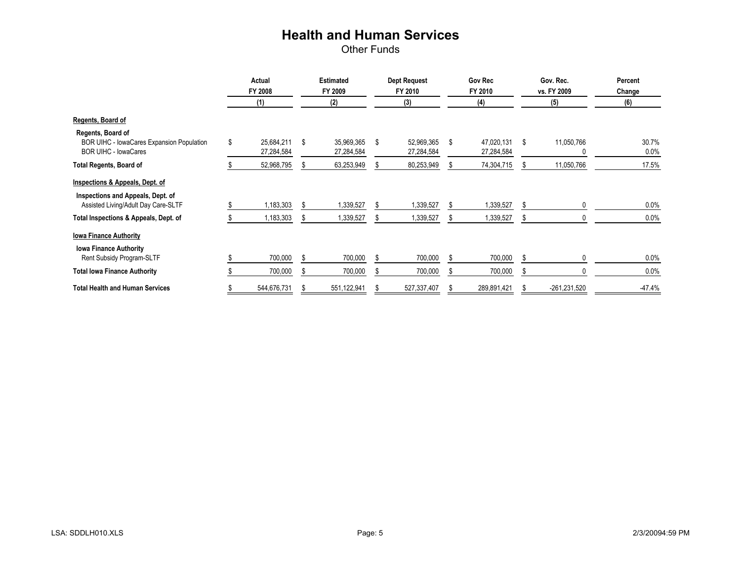# Health and Human Services

Other Funds

| | Actual FY 2008 (1) | Estimated FY 2009 (2) | Dept Request FY 2010 (3) | Gov Rec FY 2010 (4) | Gov. Rec. vs. FY 2009 (5) | Percent Change (6) |
|---|---|---|---|---|---|---|
| **Regents, Board of** | | | | | | |
| **Regents, Board of** | | | | | | |
| BOR UIHC - IowaCares Expansion Population | $ 25,684,211 | $ 35,969,365 | $ 52,969,365 | $ 47,020,131 | $ 11,050,766 | 30.7% |
| BOR UIHC - IowaCares | 27,284,584 | 27,284,584 | 27,284,584 | 27,284,584 | 0 | 0.0% |
| **Total Regents, Board of** | $ 52,968,795 | $ 63,253,949 | $ 80,253,949 | $ 74,304,715 | $ 11,050,766 | 17.5% |
| **Inspections & Appeals, Dept. of** | | | | | | |
| **Inspections and Appeals, Dept. of** | | | | | | |
| Assisted Living/Adult Day Care-SLTF | $ 1,183,303 | $ 1,339,527 | $ 1,339,527 | $ 1,339,527 | $ 0 | 0.0% |
| **Total Inspections & Appeals, Dept. of** | $ 1,183,303 | $ 1,339,527 | $ 1,339,527 | $ 1,339,527 | $ 0 | 0.0% |
| **Iowa Finance Authority** | | | | | | |
| **Iowa Finance Authority** | | | | | | |
| Rent Subsidy Program-SLTF | $ 700,000 | $ 700,000 | $ 700,000 | $ 700,000 | $ 0 | 0.0% |
| **Total Iowa Finance Authority** | $ 700,000 | $ 700,000 | $ 700,000 | $ 700,000 | $ 0 | 0.0% |
| **Total Health and Human Services** | $ 544,676,731 | $ 551,122,941 | $ 527,337,407 | $ 289,891,421 | $ -261,231,520 | -47.4% |

LSA: SDDLH010.XLS 2/3/20094:59 PM